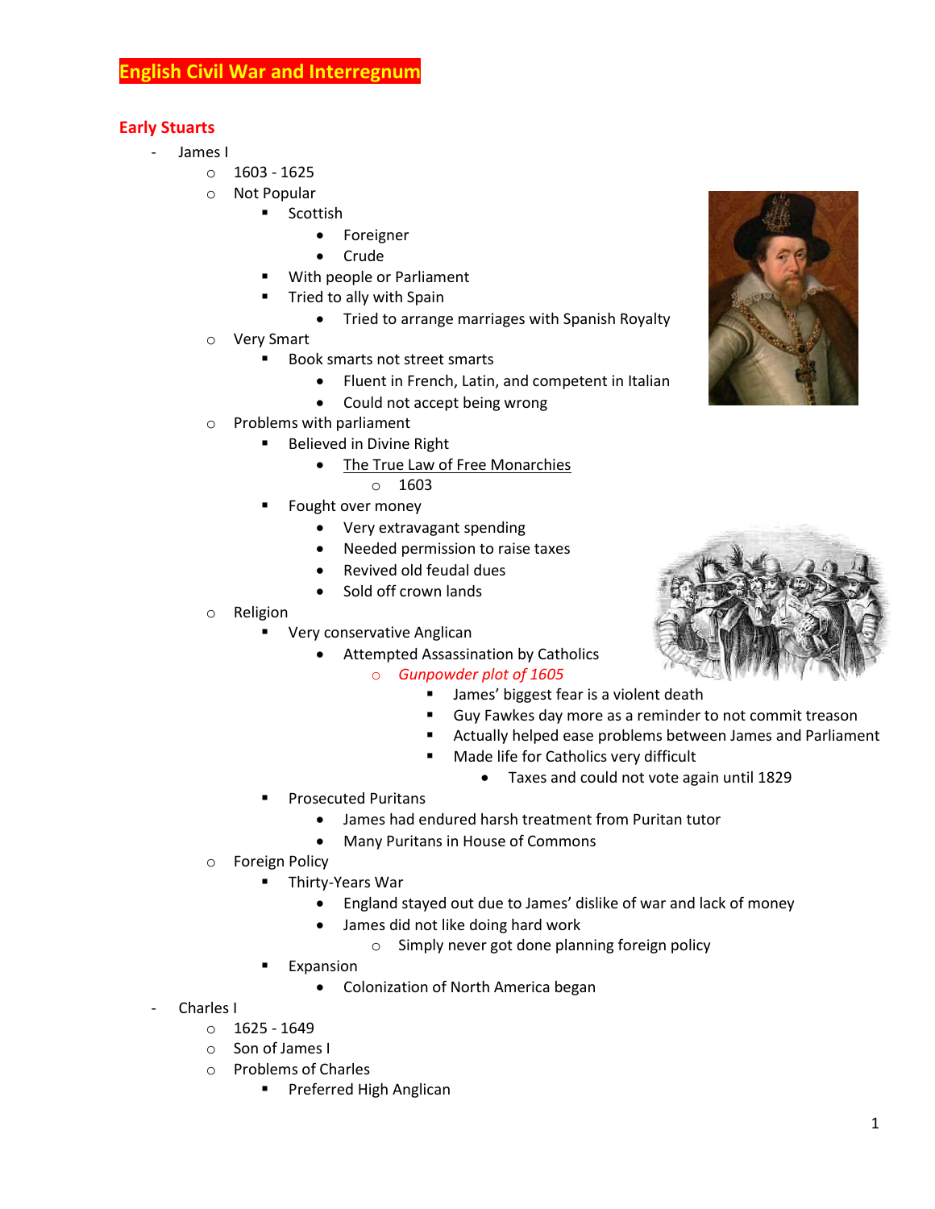# English Civil War and Interregnum

## Early Stuarts

- James I
  - 1603 - 1625
  - Not Popular
    - Scottish
      - Foreigner
      - Crude
    - With people or Parliament
    - Tried to ally with Spain
      - Tried to arrange marriages with Spanish Royalty
  - Very Smart
    - Book smarts not street smarts
      - Fluent in French, Latin, and competent in Italian
      - Could not accept being wrong
  - Problems with parliament
    - Believed in Divine Right
      - The True Law of Free Monarchies
        - 1603
    - Fought over money
      - Very extravagant spending
      - Needed permission to raise taxes
      - Revived old feudal dues
      - Sold off crown lands
  - Religion
    - Very conservative Anglican
      - Attempted Assassination by Catholics
        - *Gunpowder plot of 1605*
          - James' biggest fear is a violent death
          - Guy Fawkes day more as a reminder to not commit treason
          - Actually helped ease problems between James and Parliament
          - Made life for Catholics very difficult
            - Taxes and could not vote again until 1829
    - Prosecuted Puritans
      - James had endured harsh treatment from Puritan tutor
      - Many Puritans in House of Commons
  - Foreign Policy
    - Thirty-Years War
      - England stayed out due to James' dislike of war and lack of money
      - James did not like doing hard work
        - Simply never got done planning foreign policy
    - Expansion
      - Colonization of North America began
- Charles I
  - 1625 - 1649
  - Son of James I
  - Problems of Charles
    - Preferred High Anglican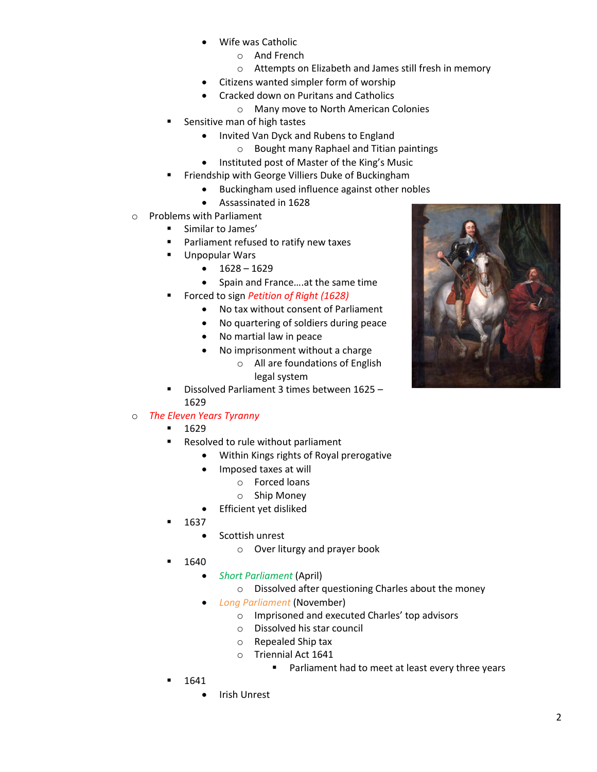- Wife was Catholic
            - And French
            - Attempts on Elizabeth and James still fresh in memory
        - Citizens wanted simpler form of worship
        - Cracked down on Puritans and Catholics
            - Many move to North American Colonies
    - Sensitive man of high tastes
        - Invited Van Dyck and Rubens to England
            - Bought many Raphael and Titian paintings
        - Instituted post of Master of the King's Music
    - Friendship with George Villiers Duke of Buckingham
        - Buckingham used influence against other nobles
        - Assassinated in 1628
- Problems with Parliament
    - Similar to James'
    - Parliament refused to ratify new taxes
    - Unpopular Wars
        - 1628 – 1629
        - Spain and France….at the same time
    - Forced to sign *Petition of Right (1628)*
        - No tax without consent of Parliament
        - No quartering of soldiers during peace
        - No martial law in peace
        - No imprisonment without a charge
            - All are foundations of English legal system
    - Dissolved Parliament 3 times between 1625 – 1629
- *The Eleven Years Tyranny*
    - 1629
    - Resolved to rule without parliament
        - Within Kings rights of Royal prerogative
        - Imposed taxes at will
            - Forced loans
            - Ship Money
        - Efficient yet disliked
    - 1637
        - Scottish unrest
            - Over liturgy and prayer book
    - 1640
        - *Short Parliament* (April)
            - Dissolved after questioning Charles about the money
        - *Long Parliament* (November)
            - Imprisoned and executed Charles' top advisors
            - Dissolved his star council
            - Repealed Ship tax
            - Triennial Act 1641
                - Parliament had to meet at least every three years
    - 1641
        - Irish Unrest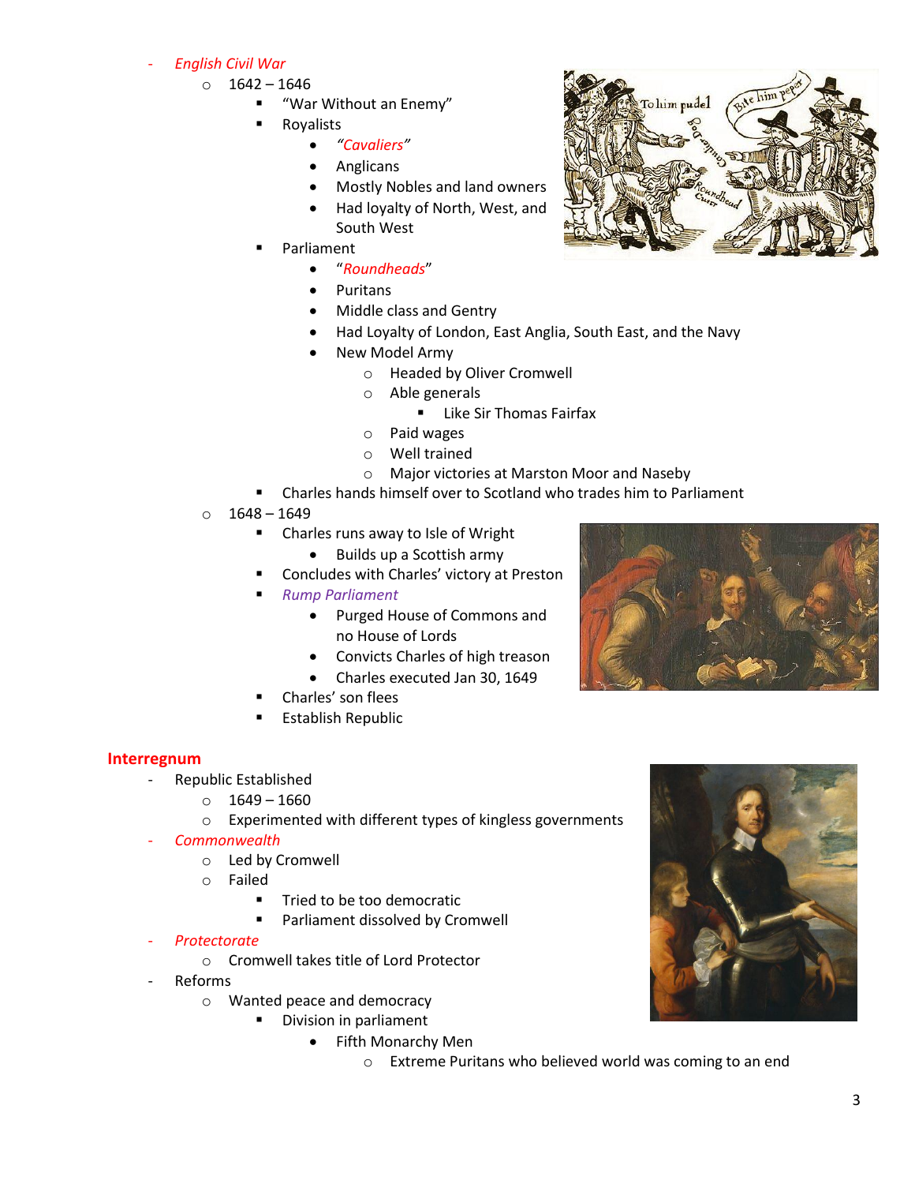- *English Civil War*
    - 1642 – 1646
        - "War Without an Enemy"
        - Royalists
            - *"Cavaliers"*
            - Anglicans
            - Mostly Nobles and land owners
            - Had loyalty of North, West, and South West
        - Parliament
            - "*Roundheads*"
            - Puritans
            - Middle class and Gentry
            - Had Loyalty of London, East Anglia, South East, and the Navy
            - New Model Army
                - Headed by Oliver Cromwell
                - Able generals
                    - Like Sir Thomas Fairfax
                - Paid wages
                - Well trained
                - Major victories at Marston Moor and Naseby
        - Charles hands himself over to Scotland who trades him to Parliament
    - 1648 – 1649
        - Charles runs away to Isle of Wright
            - Builds up a Scottish army
        - Concludes with Charles' victory at Preston
        - *Rump Parliament*
            - Purged House of Commons and no House of Lords
            - Convicts Charles of high treason
            - Charles executed Jan 30, 1649
        - Charles' son flees
        - Establish Republic

## Interregnum

- Republic Established
    - 1649 – 1660
    - Experimented with different types of kingless governments
- *Commonwealth*
    - Led by Cromwell
    - Failed
        - Tried to be too democratic
        - Parliament dissolved by Cromwell
- *Protectorate*
    - Cromwell takes title of Lord Protector
- Reforms
    - Wanted peace and democracy
        - Division in parliament
            - Fifth Monarchy Men
                - Extreme Puritans who believed world was coming to an end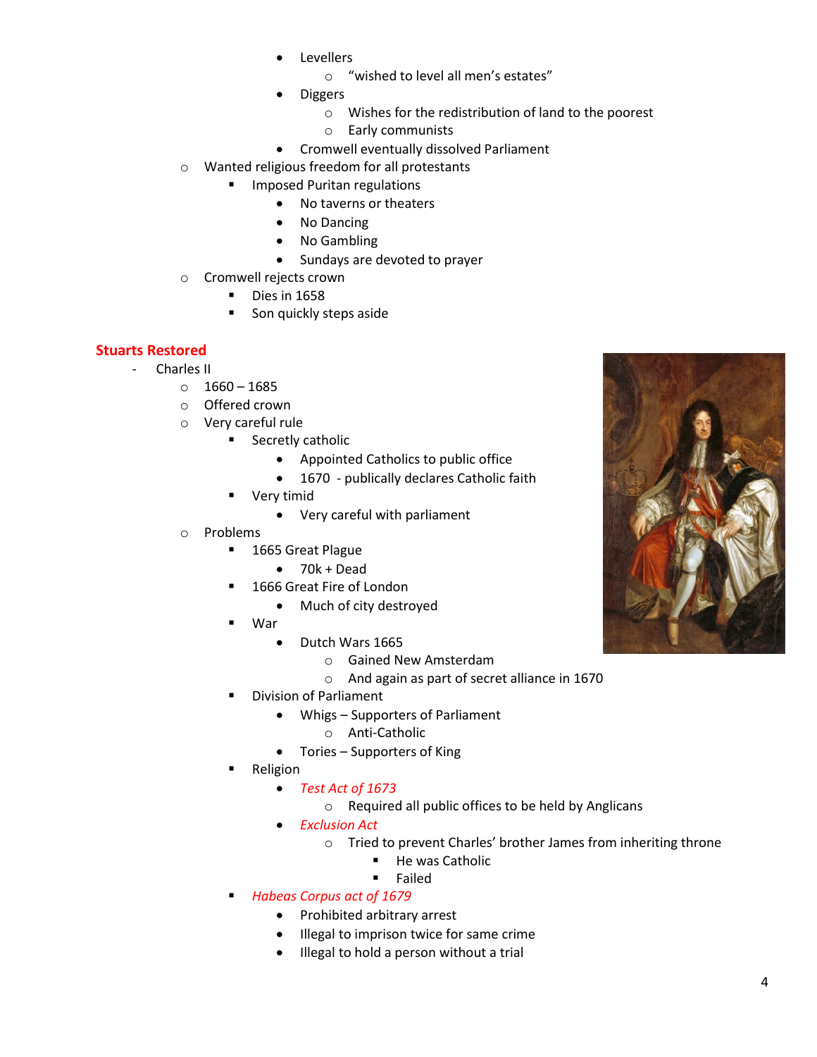- Levellers
          - "wished to level all men's estates"
        - Diggers
          - Wishes for the redistribution of land to the poorest
          - Early communists
        - Cromwell eventually dissolved Parliament
  - Wanted religious freedom for all protestants
    - Imposed Puritan regulations
      - No taverns or theaters
      - No Dancing
      - No Gambling
      - Sundays are devoted to prayer
  - Cromwell rejects crown
    - Dies in 1658
    - Son quickly steps aside

## Stuarts Restored

- Charles II
  - 1660 – 1685
  - Offered crown
  - Very careful rule
    - Secretly catholic
      - Appointed Catholics to public office
      - 1670 - publically declares Catholic faith
    - Very timid
      - Very careful with parliament
  - Problems
    - 1665 Great Plague
      - 70k + Dead
    - 1666 Great Fire of London
      - Much of city destroyed
    - War
      - Dutch Wars 1665
        - Gained New Amsterdam
        - And again as part of secret alliance in 1670
    - Division of Parliament
      - Whigs – Supporters of Parliament
        - Anti-Catholic
      - Tories – Supporters of King
    - Religion
      - *Test Act of 1673*
        - Required all public offices to be held by Anglicans
      - *Exclusion Act*
        - Tried to prevent Charles' brother James from inheriting throne
          - He was Catholic
          - Failed
    - *Habeas Corpus act of 1679*
      - Prohibited arbitrary arrest
      - Illegal to imprison twice for same crime
      - Illegal to hold a person without a trial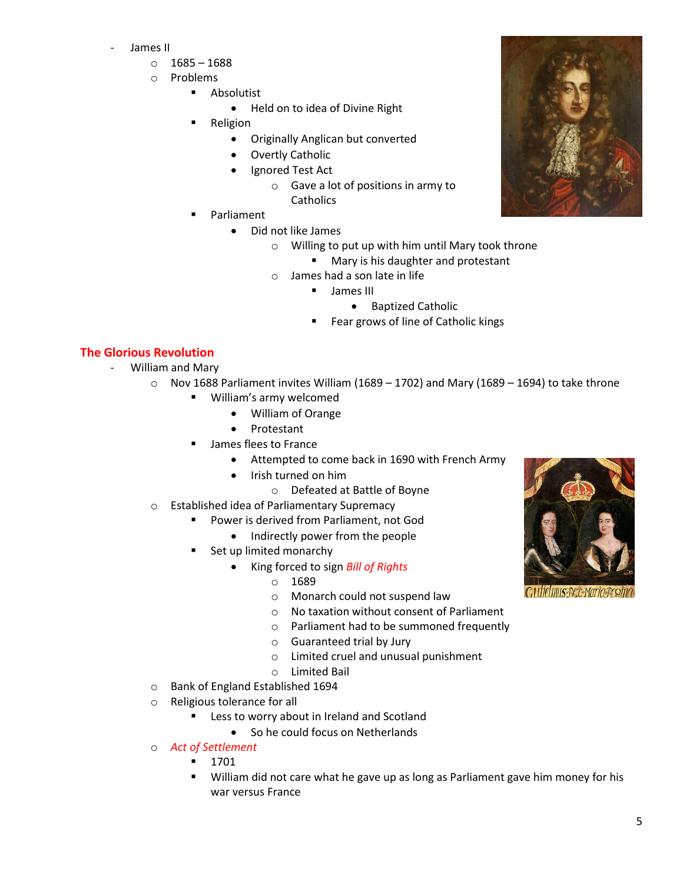- James II
  - 1685 – 1688
  - Problems
    - Absolutist
      - Held on to idea of Divine Right
    - Religion
      - Originally Anglican but converted
      - Overtly Catholic
      - Ignored Test Act
        - Gave a lot of positions in army to Catholics
    - Parliament
      - Did not like James
        - Willing to put up with him until Mary took throne
          - Mary is his daughter and protestant
        - James had a son late in life
          - James III
            - Baptized Catholic
          - Fear grows of line of Catholic kings

## The Glorious Revolution

- William and Mary
  - Nov 1688 Parliament invites William (1689 – 1702) and Mary (1689 – 1694) to take throne
    - William's army welcomed
      - William of Orange
      - Protestant
    - James flees to France
      - Attempted to come back in 1690 with French Army
      - Irish turned on him
        - Defeated at Battle of Boyne
  - Established idea of Parliamentary Supremacy
    - Power is derived from Parliament, not God
      - Indirectly power from the people
    - Set up limited monarchy
      - King forced to sign *Bill of Rights*
        - 1689
        - Monarch could not suspend law
        - No taxation without consent of Parliament
        - Parliament had to be summoned frequently
        - Guaranteed trial by Jury
        - Limited cruel and unusual punishment
        - Limited Bail
  - Bank of England Established 1694
  - Religious tolerance for all
    - Less to worry about in Ireland and Scotland
      - So he could focus on Netherlands
  - *Act of Settlement*
    - 1701
    - William did not care what he gave up as long as Parliament gave him money for his war versus France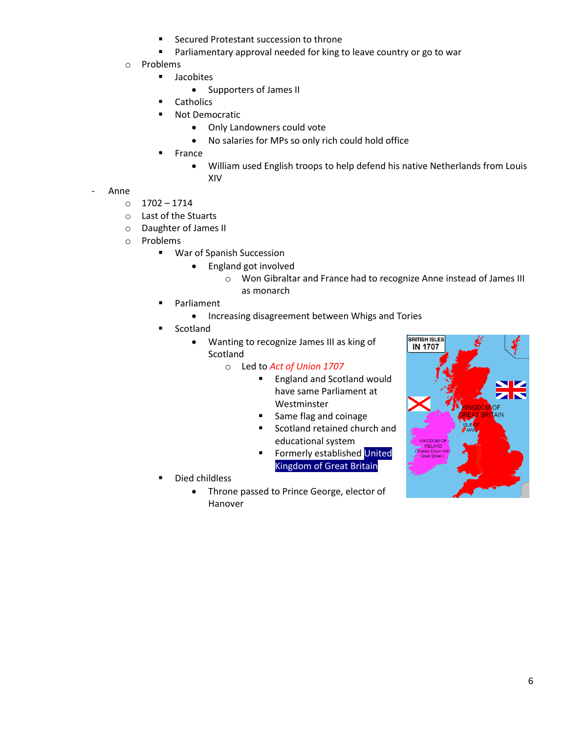- Secured Protestant succession to throne
        - Parliamentary approval needed for king to leave country or go to war
    - Problems
        - Jacobites
            - Supporters of James II
        - Catholics
        - Not Democratic
            - Only Landowners could vote
            - No salaries for MPs so only rich could hold office
        - France
            - William used English troops to help defend his native Netherlands from Louis XIV
- Anne
    - 1702 – 1714
    - Last of the Stuarts
    - Daughter of James II
    - Problems
        - War of Spanish Succession
            - England got involved
                - Won Gibraltar and France had to recognize Anne instead of James III as monarch
        - Parliament
            - Increasing disagreement between Whigs and Tories
        - Scotland
            - Wanting to recognize James III as king of Scotland
                - Led to *Act of Union 1707*
                    - England and Scotland would have same Parliament at Westminster
                    - Same flag and coinage
                    - Scotland retained church and educational system
                    - Formerly established United Kingdom of Great Britain
        - Died childless
            - Throne passed to Prince George, elector of Hanover

BRITISH ISLES IN 1707

KINGDOM OF GREAT BRITAIN

ISLE OF MAN

KINGDOM OF IRELAND (Shared Crown with Great Britain)